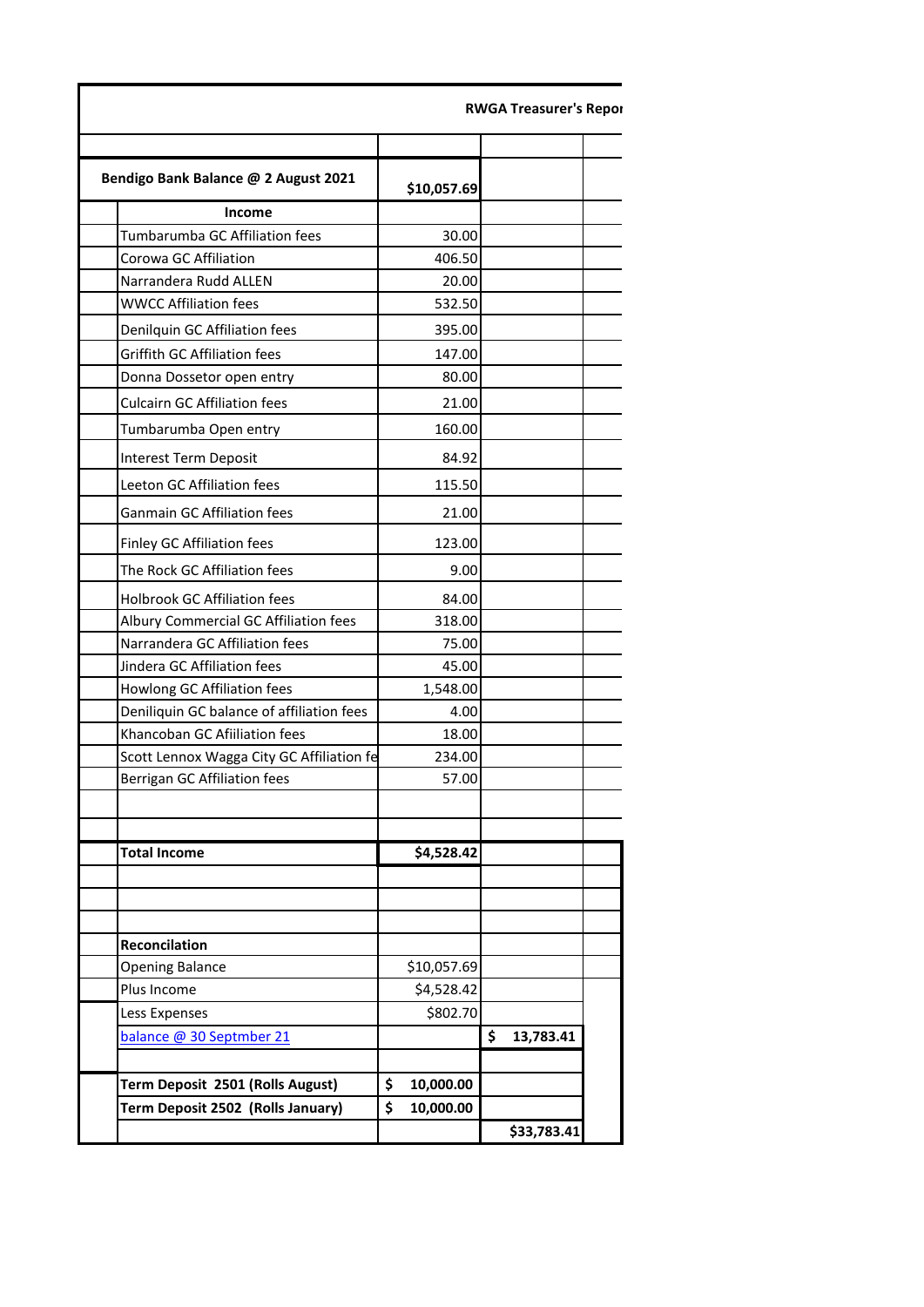**RWGA Treasurer's Repor**

| | | | |
|---|---|---|---|
| **Bendigo Bank Balance @ 2 August 2021** | **$10,057.69** | | |
| **Income** | | | |
| Tumbarumba GC Affiliation fees | 30.00 | | |
| Corowa GC Affiliation | 406.50 | | |
| Narrandera Rudd ALLEN | 20.00 | | |
| WWCC Affiliation fees | 532.50 | | |
| Denilquin GC Affiliation fees | 395.00 | | |
| Griffith GC Affiliation fees | 147.00 | | |
| Donna Dossetor open entry | 80.00 | | |
| Culcairn GC Affiliation fees | 21.00 | | |
| Tumbarumba Open entry | 160.00 | | |
| Interest Term Deposit | 84.92 | | |
| Leeton GC Affiliation fees | 115.50 | | |
| Ganmain GC Affiliation fees | 21.00 | | |
| Finley GC Affiliation fees | 123.00 | | |
| The Rock GC Affiliation fees | 9.00 | | |
| Holbrook GC Affiliation fees | 84.00 | | |
| Albury Commercial GC Affiliation fees | 318.00 | | |
| Narrandera GC Affiliation fees | 75.00 | | |
| Jindera GC Affiliation fees | 45.00 | | |
| Howlong GC Affiliation fees | 1,548.00 | | |
| Deniliquin GC balance of affiliation fees | 4.00 | | |
| Khancoban GC Afiiliation fees | 18.00 | | |
| Scott Lennox Wagga City GC Affiliation fe | 234.00 | | |
| Berrigan GC Affiliation fees | 57.00 | | |
| | | | |
| | | | |
| **Total Income** | **$4,528.42** | | |
| | | | |
| | | | |
| | | | |
| **Reconciliation** | | | |
| Opening Balance | $10,057.69 | | |
| Plus Income | $4,528.42 | | |
| Less Expenses | $802.70 | | |
| balance @ 30 Septmber 21 | | **$ 13,783.41** | |
| | | | |
| **Term Deposit 2501 (Rolls August)** | **$ 10,000.00** | | |
| **Term Deposit 2502 (Rolls January)** | **$ 10,000.00** | | |
| | | **$33,783.41** | |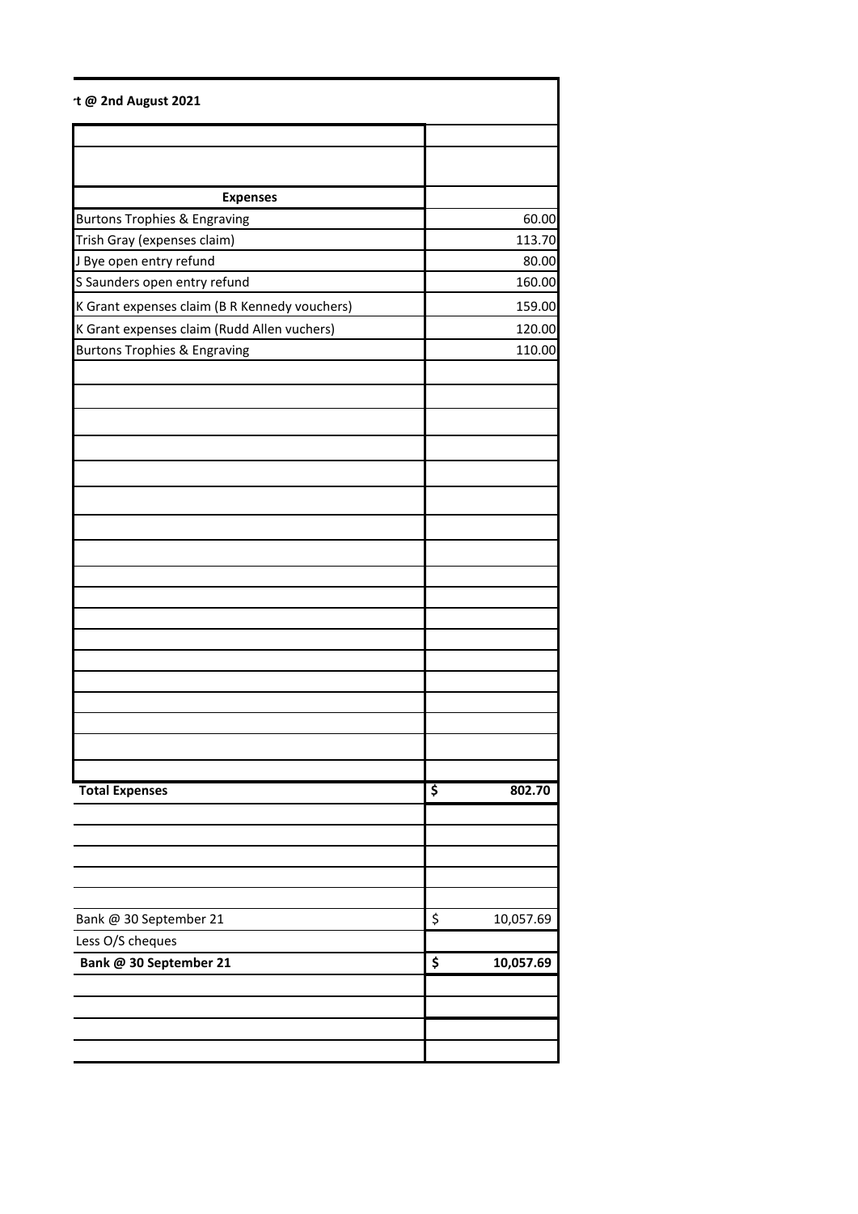## t @ 2nd August 2021

| | |
|---|---|
| **Expenses** | |
| Burtons Trophies & Engraving | 60.00 |
| Trish Gray (expenses claim) | 113.70 |
| J Bye open entry refund | 80.00 |
| S Saunders open entry refund | 160.00 |
| K Grant expenses claim (B R Kennedy vouchers) | 159.00 |
| K Grant expenses claim (Rudd Allen vuchers) | 120.00 |
| Burtons Trophies & Engraving | 110.00 |
| **Total Expenses** | **$ 802.70** |
| Bank @ 30 September 21 | $ 10,057.69 |
| Less O/S cheques | |
| **Bank @ 30 September 21** | **$ 10,057.69** |